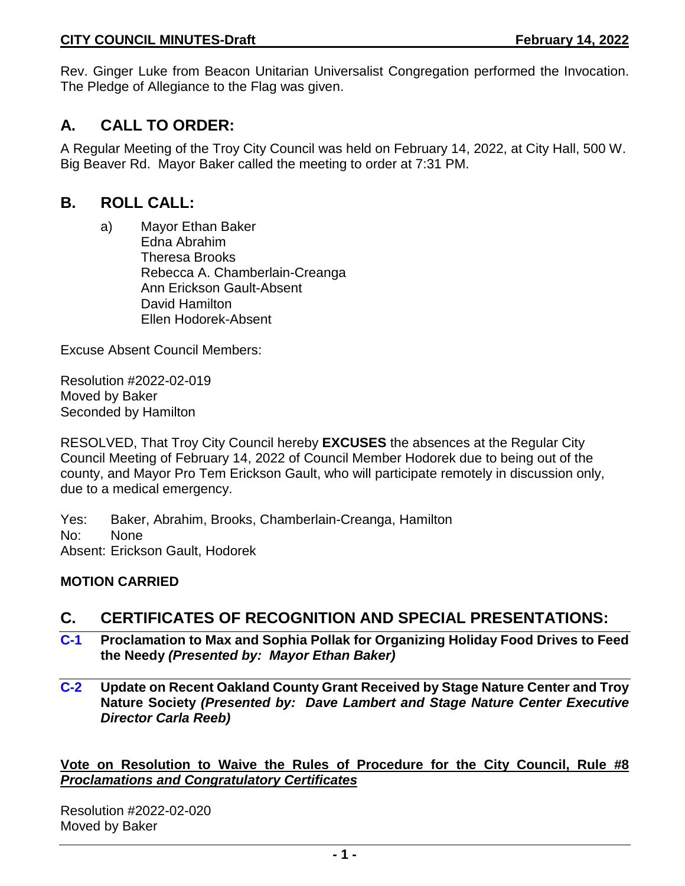Rev. Ginger Luke from Beacon Unitarian Universalist Congregation performed the Invocation. The Pledge of Allegiance to the Flag was given.

## A. CALL TO ORDER:

A Regular Meeting of the Troy City Council was held on February 14, 2022, at City Hall, 500 W. Big Beaver Rd. Mayor Baker called the meeting to order at 7:31 PM.

## B. ROLL CALL:

a) Mayor Ethan Baker
   Edna Abrahim
   Theresa Brooks
   Rebecca A. Chamberlain-Creanga
   Ann Erickson Gault-Absent
   David Hamilton
   Ellen Hodorek-Absent

Excuse Absent Council Members:

Resolution #2022-02-019
Moved by Baker
Seconded by Hamilton

RESOLVED, That Troy City Council hereby **EXCUSES** the absences at the Regular City Council Meeting of February 14, 2022 of Council Member Hodorek due to being out of the county, and Mayor Pro Tem Erickson Gault, who will participate remotely in discussion only, due to a medical emergency.

Yes: Baker, Abrahim, Brooks, Chamberlain-Creanga, Hamilton
No: None
Absent: Erickson Gault, Hodorek

**MOTION CARRIED**

## C. CERTIFICATES OF RECOGNITION AND SPECIAL PRESENTATIONS:

**C-1 Proclamation to Max and Sophia Pollak for Organizing Holiday Food Drives to Feed the Needy *(Presented by: Mayor Ethan Baker)***

**C-2 Update on Recent Oakland County Grant Received by Stage Nature Center and Troy Nature Society *(Presented by: Dave Lambert and Stage Nature Center Executive Director Carla Reeb)***

**Vote on Resolution to Waive the Rules of Procedure for the City Council, Rule #8 *Proclamations and Congratulatory Certificates***

Resolution #2022-02-020
Moved by Baker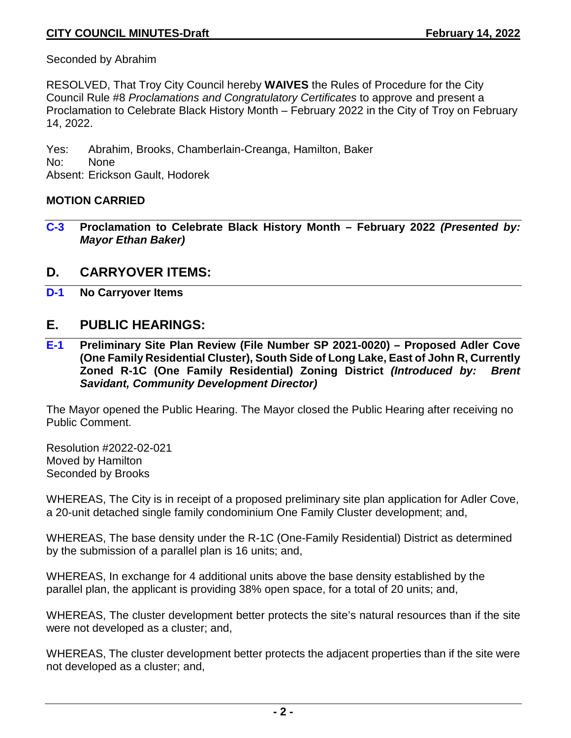Seconded by Abrahim

RESOLVED, That Troy City Council hereby **WAIVES** the Rules of Procedure for the City Council Rule #8 *Proclamations and Congratulatory Certificates* to approve and present a Proclamation to Celebrate Black History Month – February 2022 in the City of Troy on February 14, 2022.

Yes: Abrahim, Brooks, Chamberlain-Creanga, Hamilton, Baker
No: None
Absent: Erickson Gault, Hodorek

**MOTION CARRIED**

**C-3 Proclamation to Celebrate Black History Month – February 2022 *(Presented by: Mayor Ethan Baker)***

## D. CARRYOVER ITEMS:

**D-1 No Carryover Items**

## E. PUBLIC HEARINGS:

**E-1 Preliminary Site Plan Review (File Number SP 2021-0020) – Proposed Adler Cove (One Family Residential Cluster), South Side of Long Lake, East of John R, Currently Zoned R-1C (One Family Residential) Zoning District *(Introduced by: Brent Savidant, Community Development Director)***

The Mayor opened the Public Hearing. The Mayor closed the Public Hearing after receiving no Public Comment.

Resolution #2022-02-021
Moved by Hamilton
Seconded by Brooks

WHEREAS, The City is in receipt of a proposed preliminary site plan application for Adler Cove, a 20-unit detached single family condominium One Family Cluster development; and,

WHEREAS, The base density under the R-1C (One-Family Residential) District as determined by the submission of a parallel plan is 16 units; and,

WHEREAS, In exchange for 4 additional units above the base density established by the parallel plan, the applicant is providing 38% open space, for a total of 20 units; and,

WHEREAS, The cluster development better protects the site's natural resources than if the site were not developed as a cluster; and,

WHEREAS, The cluster development better protects the adjacent properties than if the site were not developed as a cluster; and,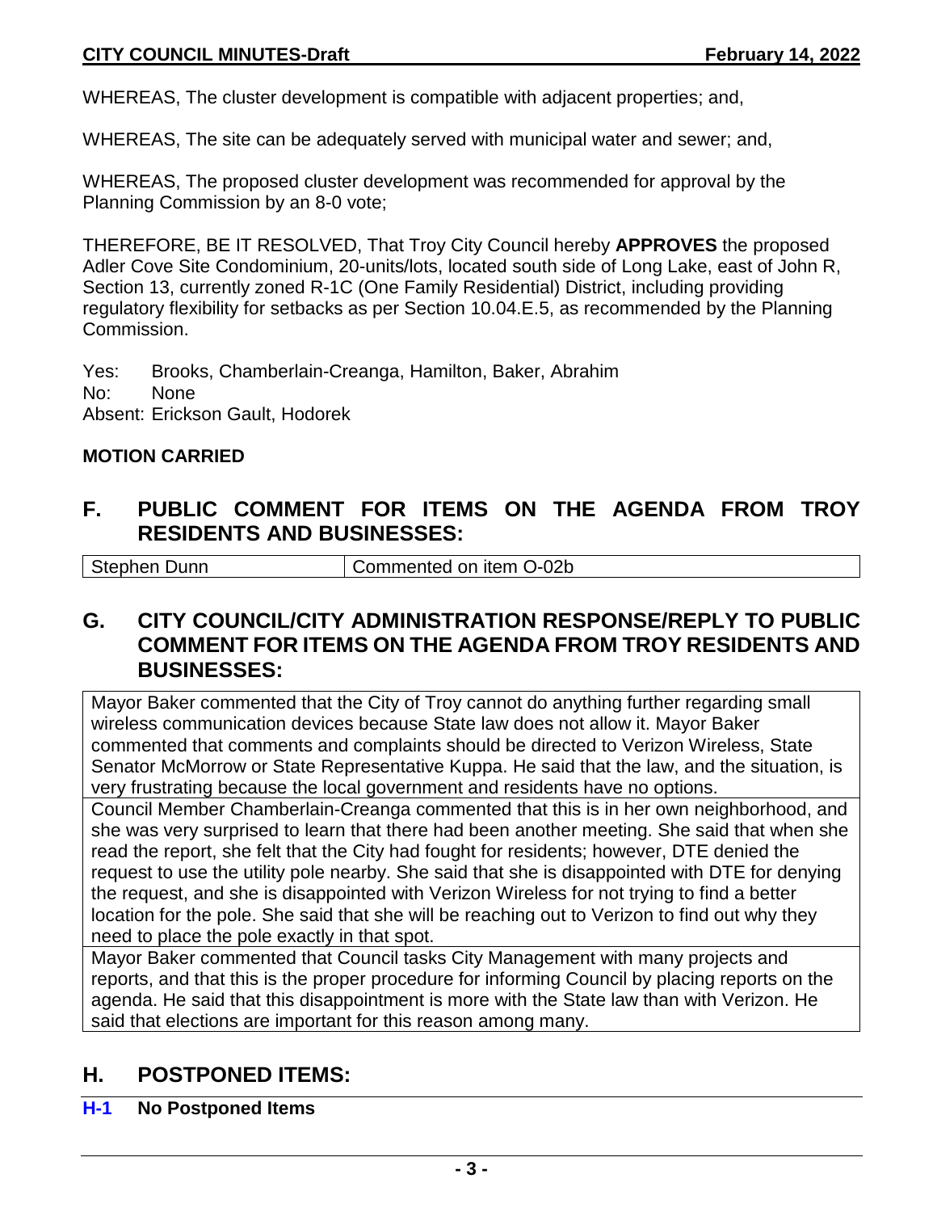WHEREAS, The cluster development is compatible with adjacent properties; and,

WHEREAS, The site can be adequately served with municipal water and sewer; and,

WHEREAS, The proposed cluster development was recommended for approval by the Planning Commission by an 8-0 vote;

THEREFORE, BE IT RESOLVED, That Troy City Council hereby **APPROVES** the proposed Adler Cove Site Condominium, 20-units/lots, located south side of Long Lake, east of John R, Section 13, currently zoned R-1C (One Family Residential) District, including providing regulatory flexibility for setbacks as per Section 10.04.E.5, as recommended by the Planning Commission.

Yes: Brooks, Chamberlain-Creanga, Hamilton, Baker, Abrahim
No: None
Absent: Erickson Gault, Hodorek

**MOTION CARRIED**

## F. PUBLIC COMMENT FOR ITEMS ON THE AGENDA FROM TROY RESIDENTS AND BUSINESSES:

| Stephen Dunn | Commented on item O-02b |
|---|---|

## G. CITY COUNCIL/CITY ADMINISTRATION RESPONSE/REPLY TO PUBLIC COMMENT FOR ITEMS ON THE AGENDA FROM TROY RESIDENTS AND BUSINESSES:

Mayor Baker commented that the City of Troy cannot do anything further regarding small wireless communication devices because State law does not allow it. Mayor Baker commented that comments and complaints should be directed to Verizon Wireless, State Senator McMorrow or State Representative Kuppa. He said that the law, and the situation, is very frustrating because the local government and residents have no options.

Council Member Chamberlain-Creanga commented that this is in her own neighborhood, and she was very surprised to learn that there had been another meeting. She said that when she read the report, she felt that the City had fought for residents; however, DTE denied the request to use the utility pole nearby. She said that she is disappointed with DTE for denying the request, and she is disappointed with Verizon Wireless for not trying to find a better location for the pole. She said that she will be reaching out to Verizon to find out why they need to place the pole exactly in that spot.

Mayor Baker commented that Council tasks City Management with many projects and reports, and that this is the proper procedure for informing Council by placing reports on the agenda. He said that this disappointment is more with the State law than with Verizon. He said that elections are important for this reason among many.

## H. POSTPONED ITEMS:

**H-1 No Postponed Items**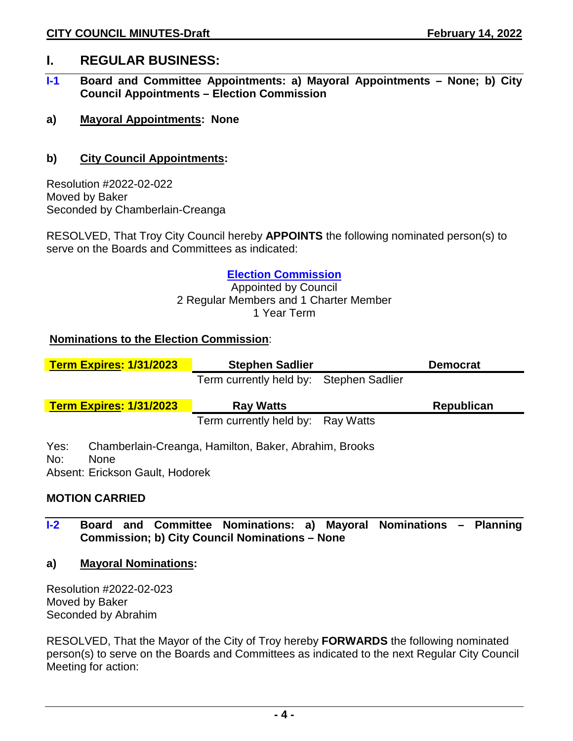# I. REGULAR BUSINESS:

## I-1 Board and Committee Appointments: a) Mayoral Appointments – None; b) City Council Appointments – Election Commission

**a) Mayoral Appointments: None**

**b) City Council Appointments:**

Resolution #2022-02-022
Moved by Baker
Seconded by Chamberlain-Creanga

RESOLVED, That Troy City Council hereby **APPOINTS** the following nominated person(s) to serve on the Boards and Committees as indicated:

**Election Commission**
Appointed by Council
2 Regular Members and 1 Charter Member
1 Year Term

**Nominations to the Election Commission**:

| Term Expires: 1/31/2023 | Stephen Sadlier | Democrat |
|---|---|---|
| | Term currently held by: Stephen Sadlier | |

| Term Expires: 1/31/2023 | Ray Watts | Republican |
|---|---|---|
| | Term currently held by: Ray Watts | |

Yes: Chamberlain-Creanga, Hamilton, Baker, Abrahim, Brooks
No: None
Absent: Erickson Gault, Hodorek

**MOTION CARRIED**

## I-2 Board and Committee Nominations: a) Mayoral Nominations – Planning Commission; b) City Council Nominations – None

**a) Mayoral Nominations:**

Resolution #2022-02-023
Moved by Baker
Seconded by Abrahim

RESOLVED, That the Mayor of the City of Troy hereby **FORWARDS** the following nominated person(s) to serve on the Boards and Committees as indicated to the next Regular City Council Meeting for action: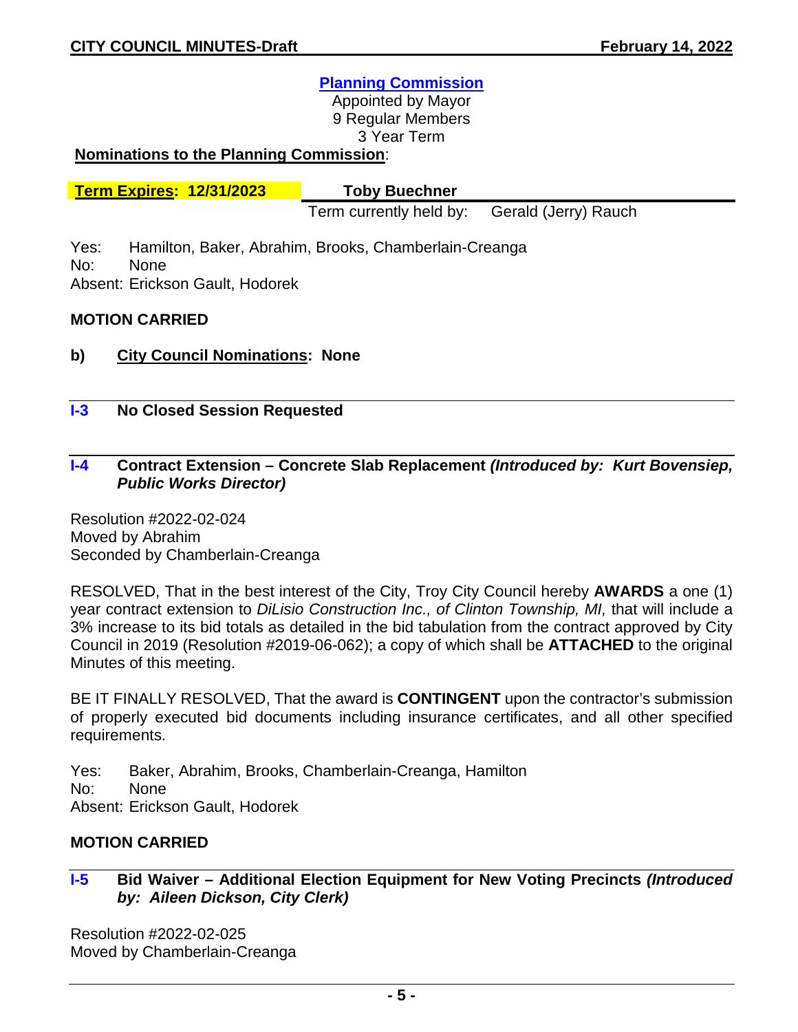**Planning Commission**

Appointed by Mayor
9 Regular Members
3 Year Term

**Nominations to the Planning Commission**:

| **Term Expires: 12/31/2023** | **Toby Buechner** |
|---|---|
| | Term currently held by: Gerald (Jerry) Rauch |

Yes: Hamilton, Baker, Abrahim, Brooks, Chamberlain-Creanga
No: None
Absent: Erickson Gault, Hodorek

**MOTION CARRIED**

**b) City Council Nominations: None**

## I-3 No Closed Session Requested

## I-4 Contract Extension – Concrete Slab Replacement *(Introduced by: Kurt Bovensiep, Public Works Director)*

Resolution #2022-02-024
Moved by Abrahim
Seconded by Chamberlain-Creanga

RESOLVED, That in the best interest of the City, Troy City Council hereby **AWARDS** a one (1) year contract extension to *DiLisio Construction Inc., of Clinton Township, MI,* that will include a 3% increase to its bid totals as detailed in the bid tabulation from the contract approved by City Council in 2019 (Resolution #2019-06-062); a copy of which shall be **ATTACHED** to the original Minutes of this meeting.

BE IT FINALLY RESOLVED, That the award is **CONTINGENT** upon the contractor's submission of properly executed bid documents including insurance certificates, and all other specified requirements.

Yes: Baker, Abrahim, Brooks, Chamberlain-Creanga, Hamilton
No: None
Absent: Erickson Gault, Hodorek

**MOTION CARRIED**

## I-5 Bid Waiver – Additional Election Equipment for New Voting Precincts *(Introduced by: Aileen Dickson, City Clerk)*

Resolution #2022-02-025
Moved by Chamberlain-Creanga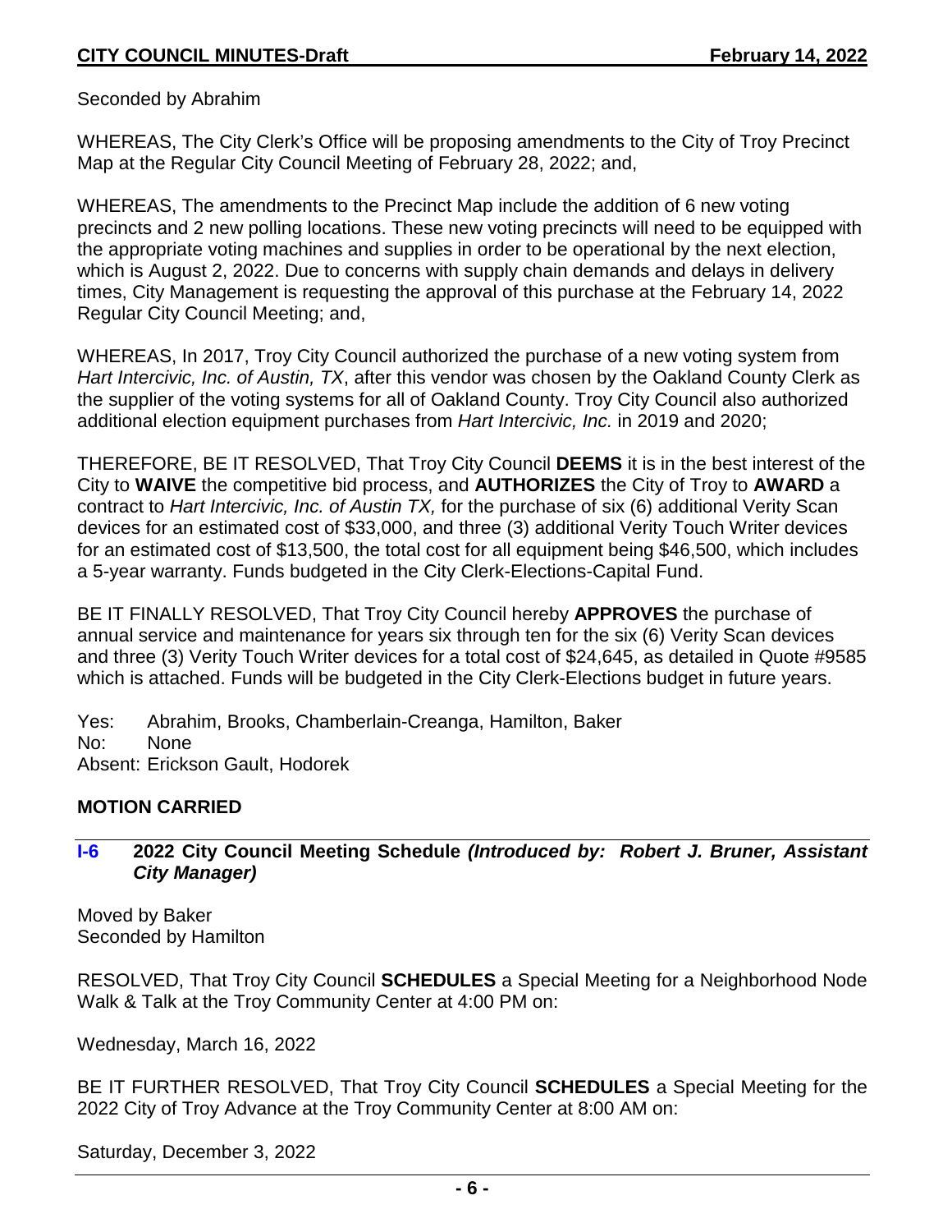Seconded by Abrahim

WHEREAS, The City Clerk's Office will be proposing amendments to the City of Troy Precinct Map at the Regular City Council Meeting of February 28, 2022; and,

WHEREAS, The amendments to the Precinct Map include the addition of 6 new voting precincts and 2 new polling locations. These new voting precincts will need to be equipped with the appropriate voting machines and supplies in order to be operational by the next election, which is August 2, 2022. Due to concerns with supply chain demands and delays in delivery times, City Management is requesting the approval of this purchase at the February 14, 2022 Regular City Council Meeting; and,

WHEREAS, In 2017, Troy City Council authorized the purchase of a new voting system from *Hart Intercivic, Inc. of Austin, TX*, after this vendor was chosen by the Oakland County Clerk as the supplier of the voting systems for all of Oakland County. Troy City Council also authorized additional election equipment purchases from *Hart Intercivic, Inc.* in 2019 and 2020;

THEREFORE, BE IT RESOLVED, That Troy City Council **DEEMS** it is in the best interest of the City to **WAIVE** the competitive bid process, and **AUTHORIZES** the City of Troy to **AWARD** a contract to *Hart Intercivic, Inc. of Austin TX,* for the purchase of six (6) additional Verity Scan devices for an estimated cost of $33,000, and three (3) additional Verity Touch Writer devices for an estimated cost of $13,500, the total cost for all equipment being $46,500, which includes a 5-year warranty. Funds budgeted in the City Clerk-Elections-Capital Fund.

BE IT FINALLY RESOLVED, That Troy City Council hereby **APPROVES** the purchase of annual service and maintenance for years six through ten for the six (6) Verity Scan devices and three (3) Verity Touch Writer devices for a total cost of $24,645, as detailed in Quote #9585 which is attached. Funds will be budgeted in the City Clerk-Elections budget in future years.

Yes: Abrahim, Brooks, Chamberlain-Creanga, Hamilton, Baker
No: None
Absent: Erickson Gault, Hodorek

**MOTION CARRIED**

### I-6 2022 City Council Meeting Schedule *(Introduced by: Robert J. Bruner, Assistant City Manager)*

Moved by Baker
Seconded by Hamilton

RESOLVED, That Troy City Council **SCHEDULES** a Special Meeting for a Neighborhood Node Walk & Talk at the Troy Community Center at 4:00 PM on:

Wednesday, March 16, 2022

BE IT FURTHER RESOLVED, That Troy City Council **SCHEDULES** a Special Meeting for the 2022 City of Troy Advance at the Troy Community Center at 8:00 AM on:

Saturday, December 3, 2022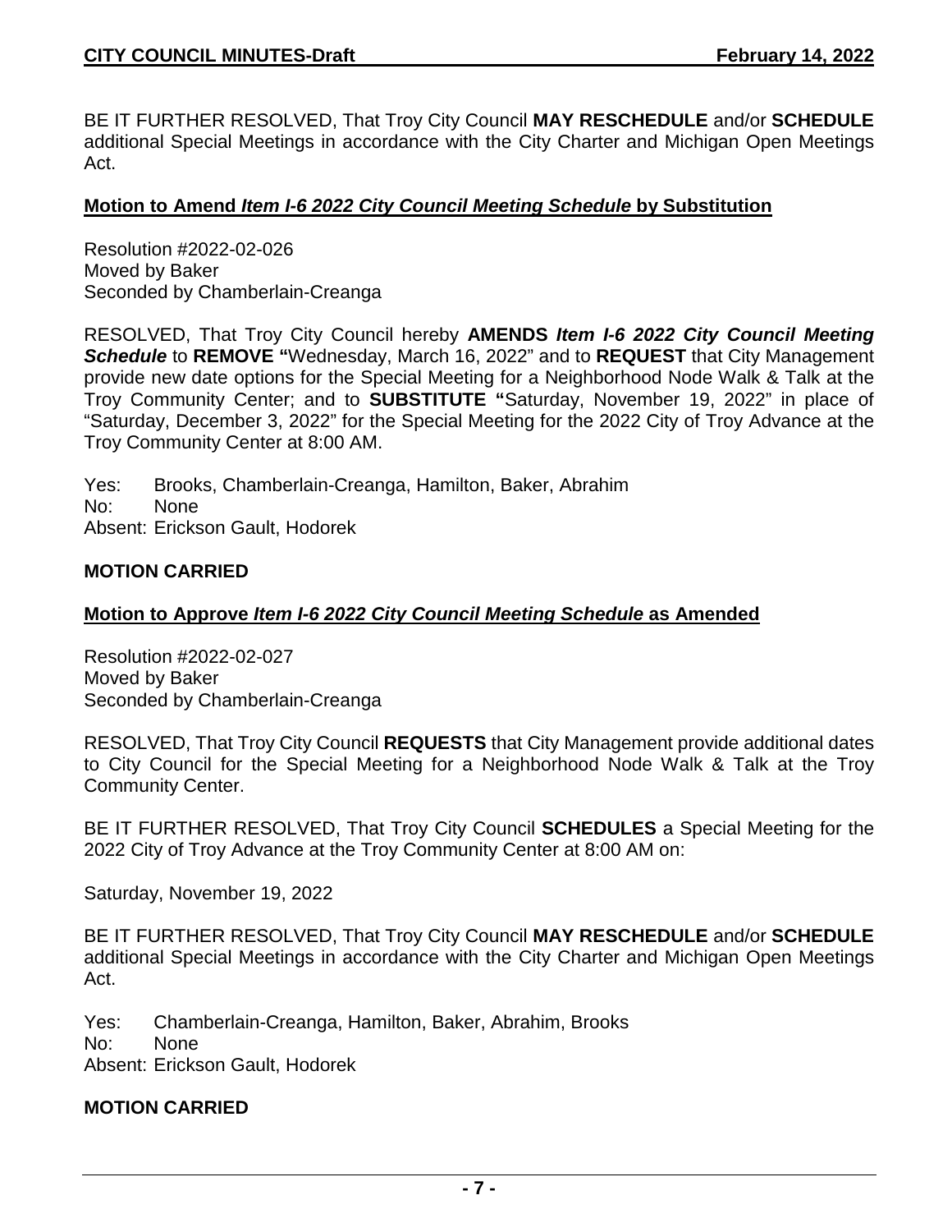BE IT FURTHER RESOLVED, That Troy City Council **MAY RESCHEDULE** and/or **SCHEDULE** additional Special Meetings in accordance with the City Charter and Michigan Open Meetings Act.

**Motion to Amend *Item I-6 2022 City Council Meeting Schedule* by Substitution**

Resolution #2022-02-026
Moved by Baker
Seconded by Chamberlain-Creanga

RESOLVED, That Troy City Council hereby **AMENDS *Item I-6 2022 City Council Meeting Schedule*** to **REMOVE "**Wednesday, March 16, 2022" and to **REQUEST** that City Management provide new date options for the Special Meeting for a Neighborhood Node Walk & Talk at the Troy Community Center; and to **SUBSTITUTE "**Saturday, November 19, 2022" in place of "Saturday, December 3, 2022" for the Special Meeting for the 2022 City of Troy Advance at the Troy Community Center at 8:00 AM.

Yes: Brooks, Chamberlain-Creanga, Hamilton, Baker, Abrahim
No: None
Absent: Erickson Gault, Hodorek

**MOTION CARRIED**

**Motion to Approve *Item I-6 2022 City Council Meeting Schedule* as Amended**

Resolution #2022-02-027
Moved by Baker
Seconded by Chamberlain-Creanga

RESOLVED, That Troy City Council **REQUESTS** that City Management provide additional dates to City Council for the Special Meeting for a Neighborhood Node Walk & Talk at the Troy Community Center.

BE IT FURTHER RESOLVED, That Troy City Council **SCHEDULES** a Special Meeting for the 2022 City of Troy Advance at the Troy Community Center at 8:00 AM on:

Saturday, November 19, 2022

BE IT FURTHER RESOLVED, That Troy City Council **MAY RESCHEDULE** and/or **SCHEDULE** additional Special Meetings in accordance with the City Charter and Michigan Open Meetings Act.

Yes: Chamberlain-Creanga, Hamilton, Baker, Abrahim, Brooks
No: None
Absent: Erickson Gault, Hodorek

**MOTION CARRIED**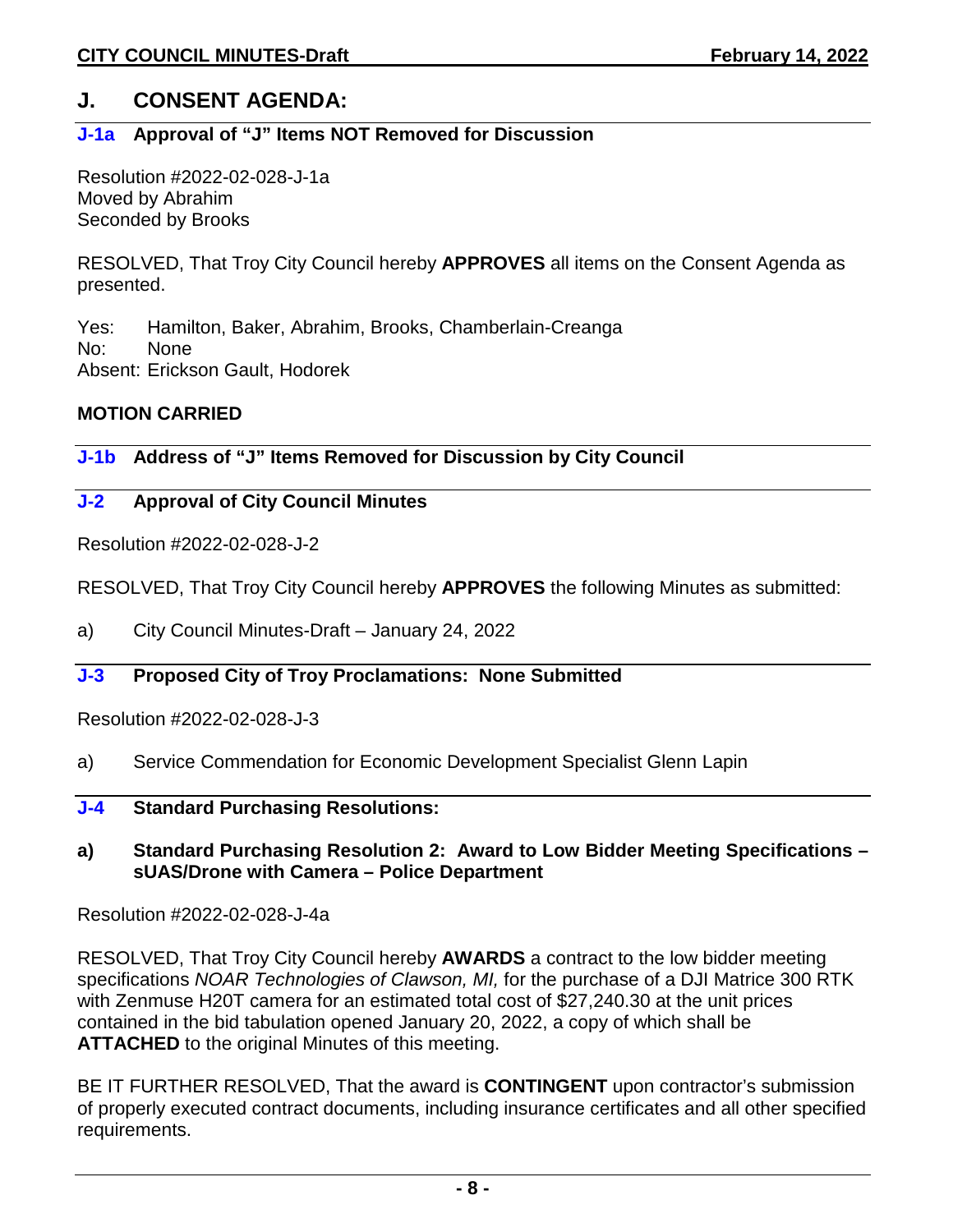## J. CONSENT AGENDA:

### J-1a Approval of "J" Items NOT Removed for Discussion

Resolution #2022-02-028-J-1a
Moved by Abrahim
Seconded by Brooks

RESOLVED, That Troy City Council hereby **APPROVES** all items on the Consent Agenda as presented.

Yes: Hamilton, Baker, Abrahim, Brooks, Chamberlain-Creanga
No: None
Absent: Erickson Gault, Hodorek

**MOTION CARRIED**

### J-1b Address of "J" Items Removed for Discussion by City Council

### J-2 Approval of City Council Minutes

Resolution #2022-02-028-J-2

RESOLVED, That Troy City Council hereby **APPROVES** the following Minutes as submitted:

a) City Council Minutes-Draft – January 24, 2022

### J-3 Proposed City of Troy Proclamations: None Submitted

Resolution #2022-02-028-J-3

a) Service Commendation for Economic Development Specialist Glenn Lapin

### J-4 Standard Purchasing Resolutions:

**a) Standard Purchasing Resolution 2: Award to Low Bidder Meeting Specifications – sUAS/Drone with Camera – Police Department**

Resolution #2022-02-028-J-4a

RESOLVED, That Troy City Council hereby **AWARDS** a contract to the low bidder meeting specifications *NOAR Technologies of Clawson, MI,* for the purchase of a DJI Matrice 300 RTK with Zenmuse H20T camera for an estimated total cost of $27,240.30 at the unit prices contained in the bid tabulation opened January 20, 2022, a copy of which shall be **ATTACHED** to the original Minutes of this meeting.

BE IT FURTHER RESOLVED, That the award is **CONTINGENT** upon contractor's submission of properly executed contract documents, including insurance certificates and all other specified requirements.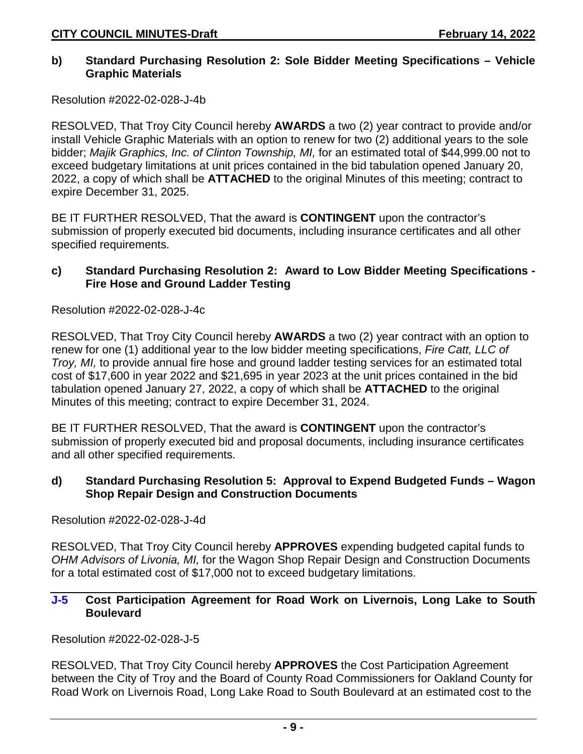**b) Standard Purchasing Resolution 2: Sole Bidder Meeting Specifications – Vehicle Graphic Materials**

Resolution #2022-02-028-J-4b

RESOLVED, That Troy City Council hereby **AWARDS** a two (2) year contract to provide and/or install Vehicle Graphic Materials with an option to renew for two (2) additional years to the sole bidder; *Majik Graphics, Inc. of Clinton Township, MI,* for an estimated total of $44,999.00 not to exceed budgetary limitations at unit prices contained in the bid tabulation opened January 20, 2022, a copy of which shall be **ATTACHED** to the original Minutes of this meeting; contract to expire December 31, 2025.

BE IT FURTHER RESOLVED, That the award is **CONTINGENT** upon the contractor's submission of properly executed bid documents, including insurance certificates and all other specified requirements.

**c) Standard Purchasing Resolution 2: Award to Low Bidder Meeting Specifications - Fire Hose and Ground Ladder Testing**

Resolution #2022-02-028-J-4c

RESOLVED, That Troy City Council hereby **AWARDS** a two (2) year contract with an option to renew for one (1) additional year to the low bidder meeting specifications, *Fire Catt, LLC of Troy, MI,* to provide annual fire hose and ground ladder testing services for an estimated total cost of $17,600 in year 2022 and $21,695 in year 2023 at the unit prices contained in the bid tabulation opened January 27, 2022, a copy of which shall be **ATTACHED** to the original Minutes of this meeting; contract to expire December 31, 2024.

BE IT FURTHER RESOLVED, That the award is **CONTINGENT** upon the contractor's submission of properly executed bid and proposal documents, including insurance certificates and all other specified requirements.

**d) Standard Purchasing Resolution 5: Approval to Expend Budgeted Funds – Wagon Shop Repair Design and Construction Documents**

Resolution #2022-02-028-J-4d

RESOLVED, That Troy City Council hereby **APPROVES** expending budgeted capital funds to *OHM Advisors of Livonia, MI,* for the Wagon Shop Repair Design and Construction Documents for a total estimated cost of $17,000 not to exceed budgetary limitations.

**J-5 Cost Participation Agreement for Road Work on Livernois, Long Lake to South Boulevard**

Resolution #2022-02-028-J-5

RESOLVED, That Troy City Council hereby **APPROVES** the Cost Participation Agreement between the City of Troy and the Board of County Road Commissioners for Oakland County for Road Work on Livernois Road, Long Lake Road to South Boulevard at an estimated cost to the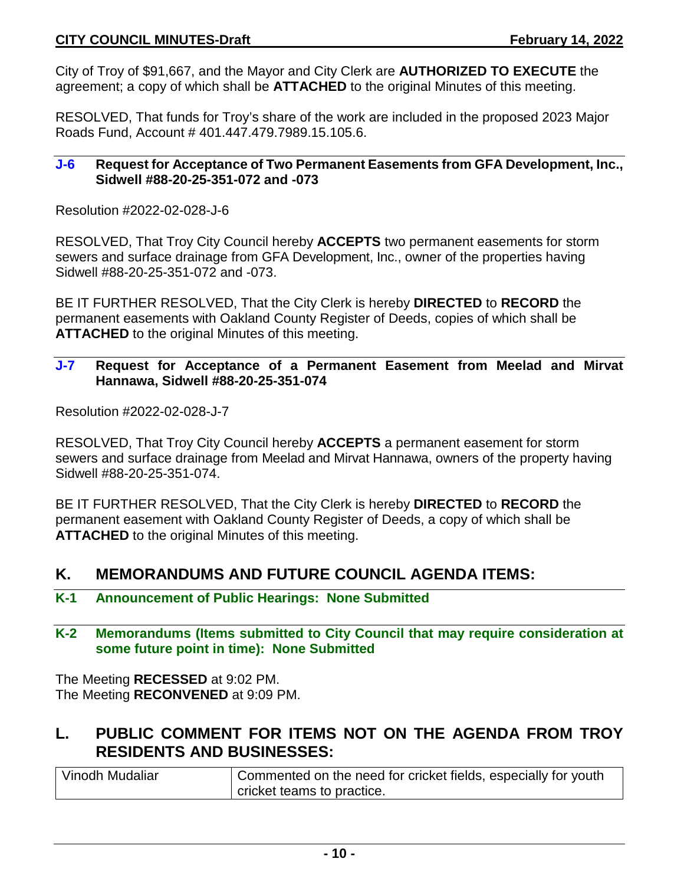City of Troy of $91,667, and the Mayor and City Clerk are **AUTHORIZED TO EXECUTE** the agreement; a copy of which shall be **ATTACHED** to the original Minutes of this meeting.

RESOLVED, That funds for Troy's share of the work are included in the proposed 2023 Major Roads Fund, Account # 401.447.479.7989.15.105.6.

### J-6 Request for Acceptance of Two Permanent Easements from GFA Development, Inc., Sidwell #88-20-25-351-072 and -073

Resolution #2022-02-028-J-6

RESOLVED, That Troy City Council hereby **ACCEPTS** two permanent easements for storm sewers and surface drainage from GFA Development, Inc., owner of the properties having Sidwell #88-20-25-351-072 and -073.

BE IT FURTHER RESOLVED, That the City Clerk is hereby **DIRECTED** to **RECORD** the permanent easements with Oakland County Register of Deeds, copies of which shall be **ATTACHED** to the original Minutes of this meeting.

### J-7 Request for Acceptance of a Permanent Easement from Meelad and Mirvat Hannawa, Sidwell #88-20-25-351-074

Resolution #2022-02-028-J-7

RESOLVED, That Troy City Council hereby **ACCEPTS** a permanent easement for storm sewers and surface drainage from Meelad and Mirvat Hannawa, owners of the property having Sidwell #88-20-25-351-074.

BE IT FURTHER RESOLVED, That the City Clerk is hereby **DIRECTED** to **RECORD** the permanent easement with Oakland County Register of Deeds, a copy of which shall be **ATTACHED** to the original Minutes of this meeting.

## K. MEMORANDUMS AND FUTURE COUNCIL AGENDA ITEMS:

### K-1 Announcement of Public Hearings: None Submitted

### K-2 Memorandums (Items submitted to City Council that may require consideration at some future point in time): None Submitted

The Meeting **RECESSED** at 9:02 PM.
The Meeting **RECONVENED** at 9:09 PM.

## L. PUBLIC COMMENT FOR ITEMS NOT ON THE AGENDA FROM TROY RESIDENTS AND BUSINESSES:

| | |
|---|---|
| Vinodh Mudaliar | Commented on the need for cricket fields, especially for youth cricket teams to practice. |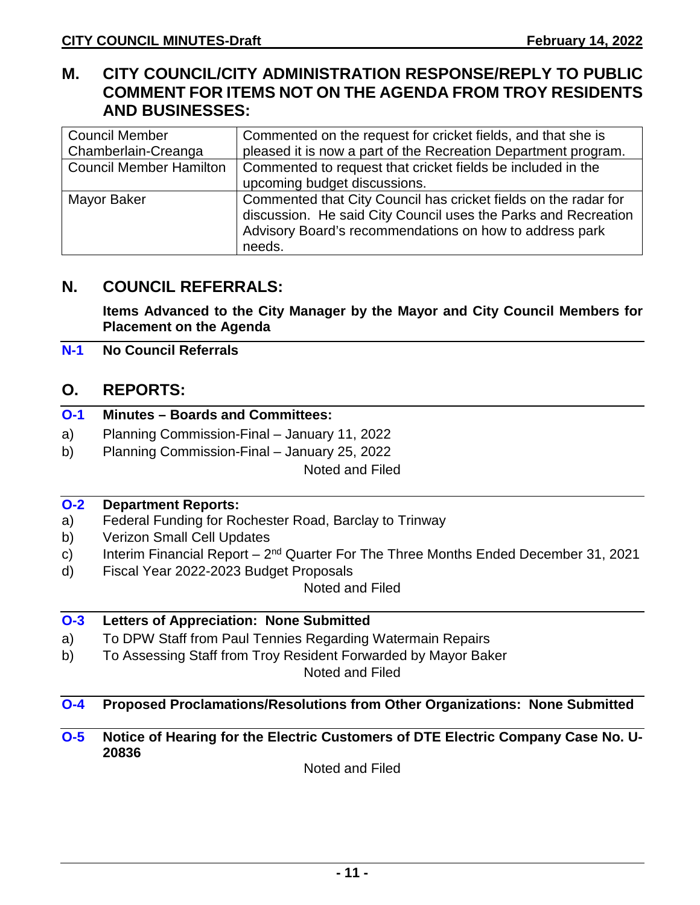## M. CITY COUNCIL/CITY ADMINISTRATION RESPONSE/REPLY TO PUBLIC COMMENT FOR ITEMS NOT ON THE AGENDA FROM TROY RESIDENTS AND BUSINESSES:

| | |
|---|---|
| Council Member Chamberlain-Creanga | Commented on the request for cricket fields, and that she is pleased it is now a part of the Recreation Department program. |
| Council Member Hamilton | Commented to request that cricket fields be included in the upcoming budget discussions. |
| Mayor Baker | Commented that City Council has cricket fields on the radar for discussion. He said City Council uses the Parks and Recreation Advisory Board's recommendations on how to address park needs. |

## N. COUNCIL REFERRALS:

**Items Advanced to the City Manager by the Mayor and City Council Members for Placement on the Agenda**

**N-1 No Council Referrals**

## O. REPORTS:

**O-1 Minutes – Boards and Committees:**

a) Planning Commission-Final – January 11, 2022
b) Planning Commission-Final – January 25, 2022

Noted and Filed

**O-2 Department Reports:**

a) Federal Funding for Rochester Road, Barclay to Trinway
b) Verizon Small Cell Updates
c) Interim Financial Report – 2nd Quarter For The Three Months Ended December 31, 2021
d) Fiscal Year 2022-2023 Budget Proposals

Noted and Filed

**O-3 Letters of Appreciation: None Submitted**

a) To DPW Staff from Paul Tennies Regarding Watermain Repairs
b) To Assessing Staff from Troy Resident Forwarded by Mayor Baker

Noted and Filed

**O-4 Proposed Proclamations/Resolutions from Other Organizations: None Submitted**

**O-5 Notice of Hearing for the Electric Customers of DTE Electric Company Case No. U-20836**

Noted and Filed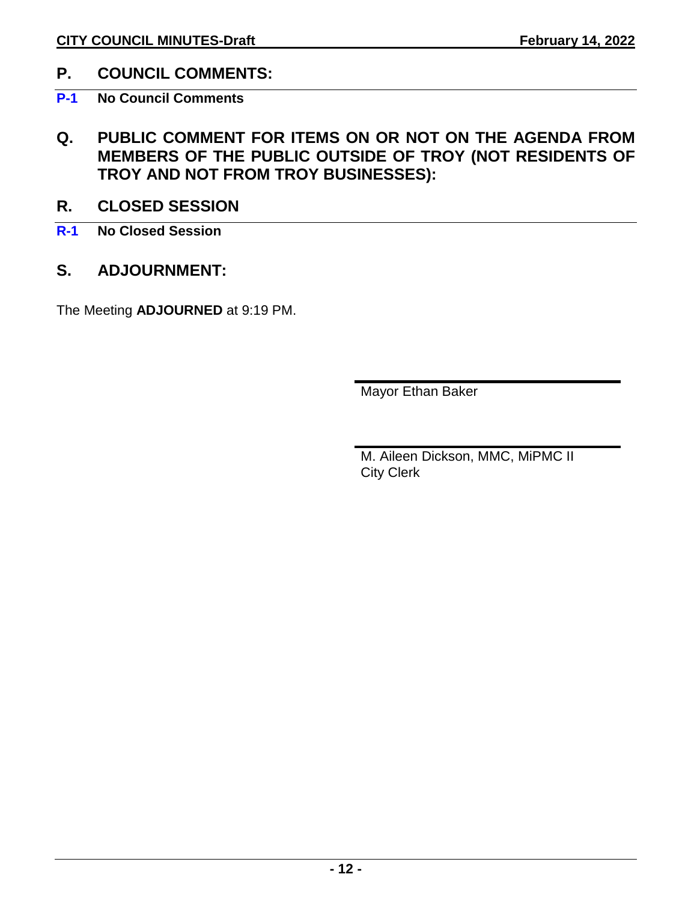## P. COUNCIL COMMENTS:

**P-1 No Council Comments**

## Q. PUBLIC COMMENT FOR ITEMS ON OR NOT ON THE AGENDA FROM MEMBERS OF THE PUBLIC OUTSIDE OF TROY (NOT RESIDENTS OF TROY AND NOT FROM TROY BUSINESSES):

## R. CLOSED SESSION

**R-1 No Closed Session**

## S. ADJOURNMENT:

The Meeting **ADJOURNED** at 9:19 PM.

Mayor Ethan Baker

M. Aileen Dickson, MMC, MiPMC II
City Clerk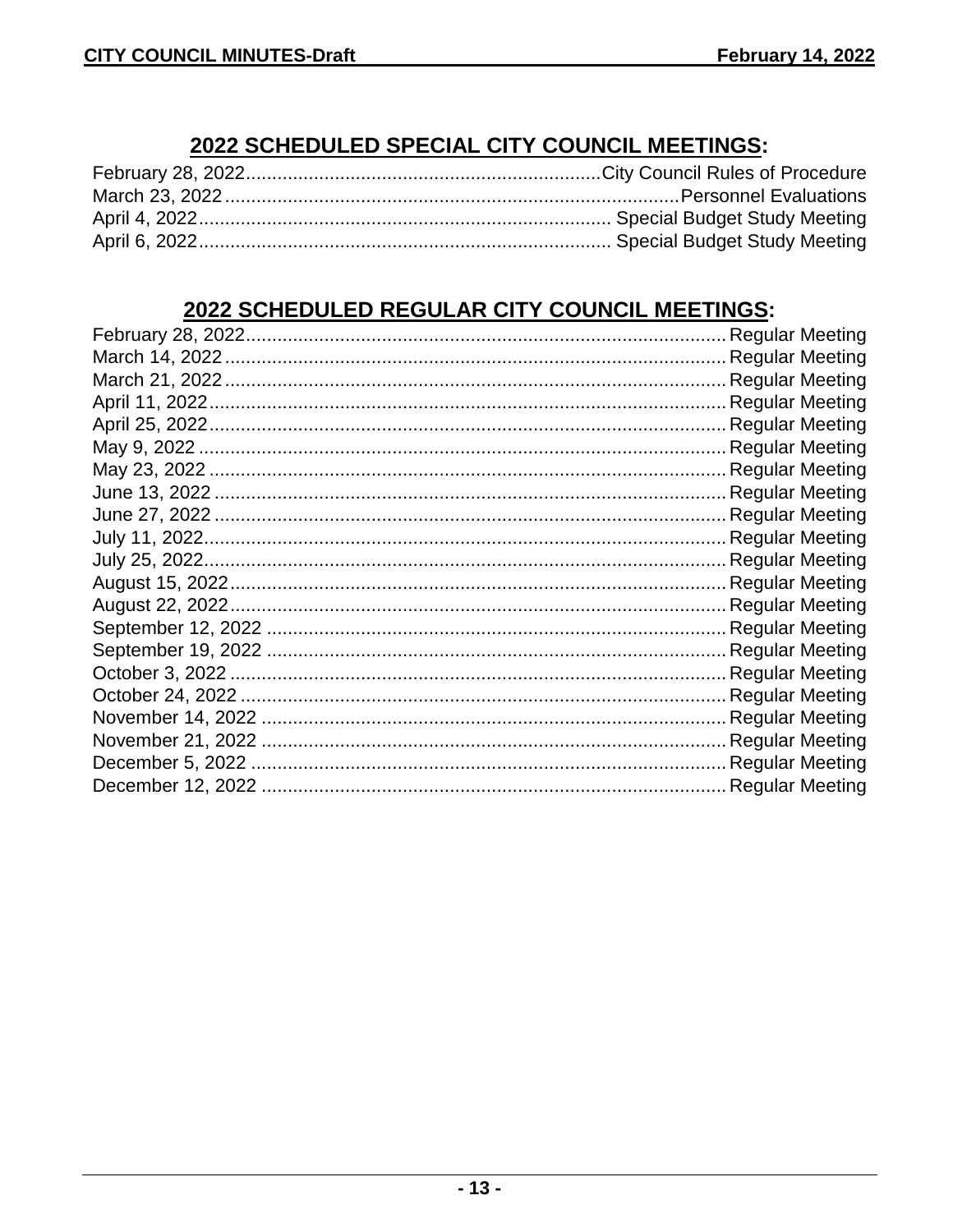## 2022 SCHEDULED SPECIAL CITY COUNCIL MEETINGS:

February 28, 2022.................................................................City Council Rules of Procedure
March 23, 2022...................................................................................Personnel Evaluations
April 4, 2022............................................................................. Special Budget Study Meeting
April 6, 2022............................................................................. Special Budget Study Meeting

## 2022 SCHEDULED REGULAR CITY COUNCIL MEETINGS:

February 28, 2022.......................................................................................... Regular Meeting
March 14, 2022.............................................................................................. Regular Meeting
March 21, 2022.............................................................................................. Regular Meeting
April 11, 2022................................................................................................ Regular Meeting
April 25, 2022................................................................................................ Regular Meeting
May 9, 2022 .................................................................................................. Regular Meeting
May 23, 2022 ................................................................................................ Regular Meeting
June 13, 2022 ............................................................................................... Regular Meeting
June 27, 2022 ............................................................................................... Regular Meeting
July 11, 2022................................................................................................. Regular Meeting
July 25, 2022................................................................................................. Regular Meeting
August 15, 2022............................................................................................ Regular Meeting
August 22, 2022............................................................................................ Regular Meeting
September 12, 2022 ..................................................................................... Regular Meeting
September 19, 2022 ..................................................................................... Regular Meeting
October 3, 2022 ............................................................................................ Regular Meeting
October 24, 2022 .......................................................................................... Regular Meeting
November 14, 2022 ....................................................................................... Regular Meeting
November 21, 2022 ....................................................................................... Regular Meeting
December 5, 2022 ......................................................................................... Regular Meeting
December 12, 2022 ....................................................................................... Regular Meeting